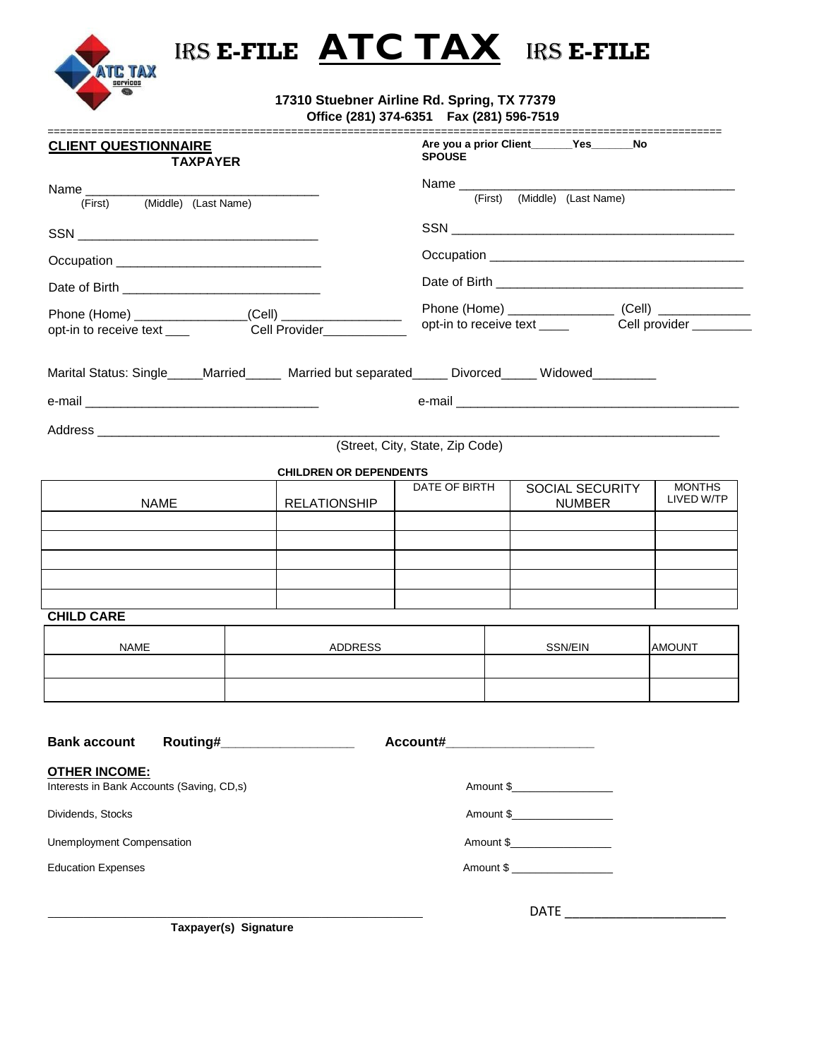# IRS E-FILE ATC TAX IRS E-FILE

**17310 Stuebner Airline Rd. Spring, TX 77379**
**Office (281) 374-6351 Fax (281) 596-7519**

## CLIENT QUESTIONNAIRE

**Are you a prior Client\_\_\_\_\_\_\_Yes\_\_\_\_\_\_\_No**

### TAXPAYER

Name \_\_\_\_\_\_\_\_\_\_\_\_\_\_\_\_\_\_\_\_\_\_\_\_\_\_\_\_\_\_\_\_\_
(First) (Middle) (Last Name)

SSN \_\_\_\_\_\_\_\_\_\_\_\_\_\_\_\_\_\_\_\_\_\_\_\_\_\_\_\_\_\_\_\_\_

Occupation \_\_\_\_\_\_\_\_\_\_\_\_\_\_\_\_\_\_\_\_\_\_\_\_\_\_\_\_\_

Date of Birth \_\_\_\_\_\_\_\_\_\_\_\_\_\_\_\_\_\_\_\_\_\_\_\_\_\_\_\_

Phone (Home) \_\_\_\_\_\_\_\_\_\_\_\_\_\_\_\_(Cell) \_\_\_\_\_\_\_\_\_\_\_\_\_\_\_\_\_
opt-in to receive text \_\_\_\_ Cell Provider\_\_\_\_\_\_\_\_\_\_\_\_

### SPOUSE

Name \_\_\_\_\_\_\_\_\_\_\_\_\_\_\_\_\_\_\_\_\_\_\_\_\_\_\_\_\_\_\_\_\_\_\_\_\_\_\_\_
(First) (Middle) (Last Name)

SSN \_\_\_\_\_\_\_\_\_\_\_\_\_\_\_\_\_\_\_\_\_\_\_\_\_\_\_\_\_\_\_\_\_\_\_\_\_\_\_\_\_

Occupation \_\_\_\_\_\_\_\_\_\_\_\_\_\_\_\_\_\_\_\_\_\_\_\_\_\_\_\_\_\_\_\_\_\_\_\_\_

Date of Birth \_\_\_\_\_\_\_\_\_\_\_\_\_\_\_\_\_\_\_\_\_\_\_\_\_\_\_\_\_\_\_\_\_\_\_\_

Phone (Home) \_\_\_\_\_\_\_\_\_\_\_\_\_\_\_ (Cell) \_\_\_\_\_\_\_\_\_\_\_\_\_
opt-in to receive text \_\_\_\_ Cell provider \_\_\_\_\_\_\_\_\_

Marital Status: Single\_\_\_\_\_Married\_\_\_\_\_ Married but separated\_\_\_\_\_ Divorced\_\_\_\_\_ Widowed\_\_\_\_\_\_\_\_\_

e-mail \_\_\_\_\_\_\_\_\_\_\_\_\_\_\_\_\_\_\_\_\_\_\_\_\_\_\_\_\_\_\_\_\_ e-mail \_\_\_\_\_\_\_\_\_\_\_\_\_\_\_\_\_\_\_\_\_\_\_\_\_\_\_\_\_\_\_\_\_\_\_\_\_\_\_\_\_

Address \_\_\_\_\_\_\_\_\_\_\_\_\_\_\_\_\_\_\_\_\_\_\_\_\_\_\_\_\_\_\_\_\_\_\_\_\_\_\_\_\_\_\_\_\_\_\_\_\_\_\_\_\_\_\_\_\_\_\_\_\_\_\_\_\_\_\_\_\_\_\_\_\_\_\_\_\_\_\_\_\_\_\_\_\_\_\_\_
(Street, City, State, Zip Code)

**CHILDREN OR DEPENDENTS**

| NAME | RELATIONSHIP | DATE OF BIRTH | SOCIAL SECURITY NUMBER | MONTHS LIVED W/TP |
|---|---|---|---|---|
| | | | | |
| | | | | |
| | | | | |
| | | | | |
| | | | | |

**CHILD CARE**

| NAME | ADDRESS | SSN/EIN | AMOUNT |
|---|---|---|---|
| | | | |
| | | | |

**Bank account Routing#\_\_\_\_\_\_\_\_\_\_\_\_\_\_\_\_\_\_ Account#\_\_\_\_\_\_\_\_\_\_\_\_\_\_\_\_\_\_\_\_**

**OTHER INCOME:**

Interests in Bank Accounts (Saving, CD,s) Amount $\_\_\_\_\_\_\_\_\_\_\_\_\_\_\_\_

Dividends, Stocks Amount $\_\_\_\_\_\_\_\_\_\_\_\_\_\_\_\_

Unemployment Compensation Amount $\_\_\_\_\_\_\_\_\_\_\_\_\_\_\_\_

Education Expenses Amount $ \_\_\_\_\_\_\_\_\_\_\_\_\_\_\_\_

\_\_\_\_\_\_\_\_\_\_\_\_\_\_\_\_\_\_\_\_\_\_\_\_\_\_\_\_\_\_\_\_\_\_\_\_\_\_\_\_\_\_\_\_\_\_\_\_\_\_\_\_\_\_ DATE \_\_\_\_\_\_\_\_\_\_\_\_\_\_\_\_\_\_\_\_\_\_
**Taxpayer(s) Signature**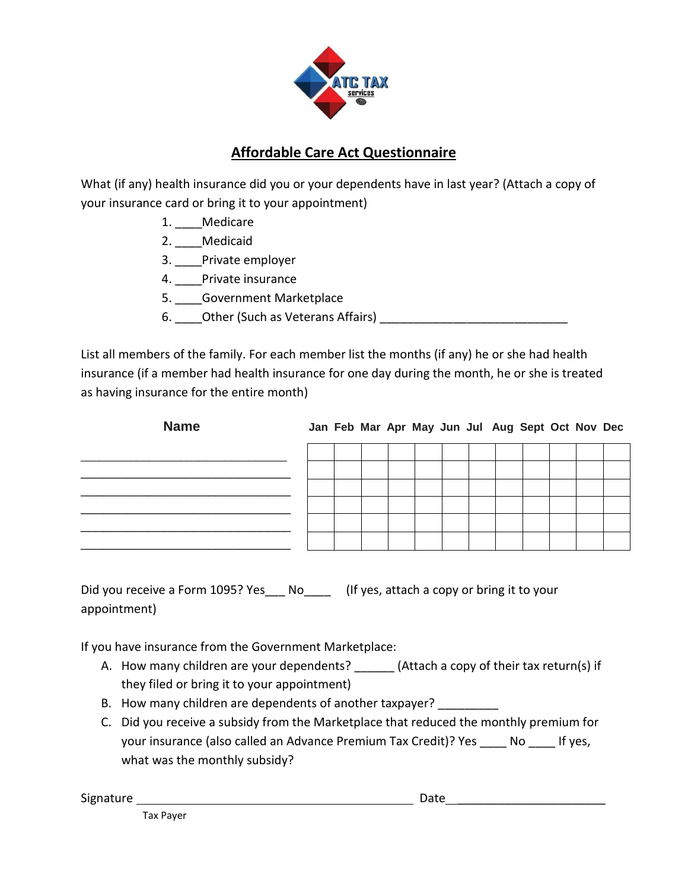ATC TAX services

# Affordable Care Act Questionnaire

What (if any) health insurance did you or your dependents have in last year? (Attach a copy of your insurance card or bring it to your appointment)

1. ____Medicare
2. ____Medicaid
3. ____Private employer
4. ____Private insurance
5. ____Government Marketplace
6. ____Other (Such as Veterans Affairs) ____________________________

List all members of the family. For each member list the months (if any) he or she had health insurance (if a member had health insurance for one day during the month, he or she is treated as having insurance for the entire month)

| Name | Jan | Feb | Mar | Apr | May | Jun | Jul | Aug | Sept | Oct | Nov | Dec |
|---|---|---|---|---|---|---|---|---|---|---|---|---|
| | | | | | | | | | | | | |
| | | | | | | | | | | | | |
| | | | | | | | | | | | | |
| | | | | | | | | | | | | |
| | | | | | | | | | | | | |
| | | | | | | | | | | | | |

Did you receive a Form 1095? Yes___ No____ (If yes, attach a copy or bring it to your appointment)

If you have insurance from the Government Marketplace:

A. How many children are your dependents? ______ (Attach a copy of their tax return(s) if they filed or bring it to your appointment)
B. How many children are dependents of another taxpayer? _________
C. Did you receive a subsidy from the Marketplace that reduced the monthly premium for your insurance (also called an Advance Premium Tax Credit)? Yes ____ No ____ If yes, what was the monthly subsidy?

Signature ___________________________________________ Date_______________________

Tax Payer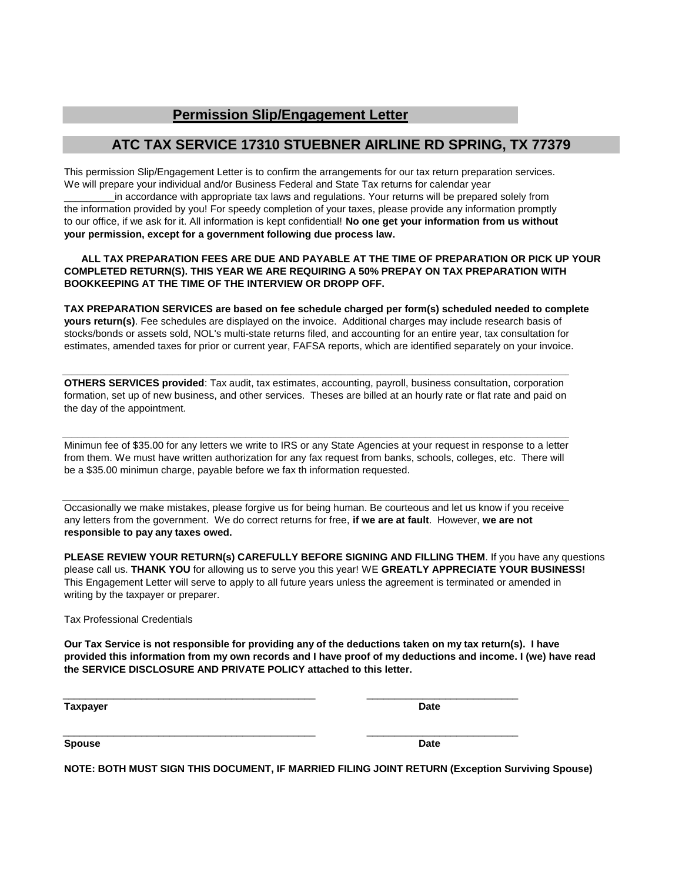## Permission Slip/Engagement Letter

## ATC TAX SERVICE 17310 STUEBNER AIRLINE RD SPRING, TX 77379

This permission Slip/Engagement Letter is to confirm the arrangements for our tax return preparation services. We will prepare your individual and/or Business Federal and State Tax returns for calendar year _________in accordance with appropriate tax laws and regulations. Your returns will be prepared solely from the information provided by you! For speedy completion of your taxes, please provide any information promptly to our office, if we ask for it. All information is kept confidential! **No one get your information from us without your permission, except for a government following due process law.**

**ALL TAX PREPARATION FEES ARE DUE AND PAYABLE AT THE TIME OF PREPARATION OR PICK UP YOUR COMPLETED RETURN(S). THIS YEAR WE ARE REQUIRING A 50% PREPAY ON TAX PREPARATION WITH BOOKKEEPING AT THE TIME OF THE INTERVIEW OR DROPP OFF.**

**TAX PREPARATION SERVICES are based on fee schedule charged per form(s) scheduled needed to complete yours return(s)**. Fee schedules are displayed on the invoice. Additional charges may include research basis of stocks/bonds or assets sold, NOL's multi-state returns filed, and accounting for an entire year, tax consultation for estimates, amended taxes for prior or current year, FAFSA reports, which are identified separately on your invoice.

---

**OTHERS SERVICES provided**: Tax audit, tax estimates, accounting, payroll, business consultation, corporation formation, set up of new business, and other services. Theses are billed at an hourly rate or flat rate and paid on the day of the appointment.

---

Minimun fee of $35.00 for any letters we write to IRS or any State Agencies at your request in response to a letter from them. We must have written authorization for any fax request from banks, schools, colleges, etc. There will be a $35.00 minimun charge, payable before we fax th information requested.

---

Occasionally we make mistakes, please forgive us for being human. Be courteous and let us know if you receive any letters from the government. We do correct returns for free, **if we are at fault**. However, **we are not responsible to pay any taxes owed.**

**PLEASE REVIEW YOUR RETURN(s) CAREFULLY BEFORE SIGNING AND FILLING THEM**. If you have any questions please call us. **THANK YOU** for allowing us to serve you this year! WE **GREATLY APPRECIATE YOUR BUSINESS!** This Engagement Letter will serve to apply to all future years unless the agreement is terminated or amended in writing by the taxpayer or preparer.

Tax Professional Credentials

**Our Tax Service is not responsible for providing any of the deductions taken on my tax return(s). I have provided this information from my own records and I have proof of my deductions and income. I (we) have read the SERVICE DISCLOSURE AND PRIVATE POLICY attached to this letter.**

_______________________________________________ ___________________________

**Taxpayer** **Date**

_______________________________________________ ___________________________

**Spouse** **Date**

**NOTE: BOTH MUST SIGN THIS DOCUMENT, IF MARRIED FILING JOINT RETURN (Exception Surviving Spouse)**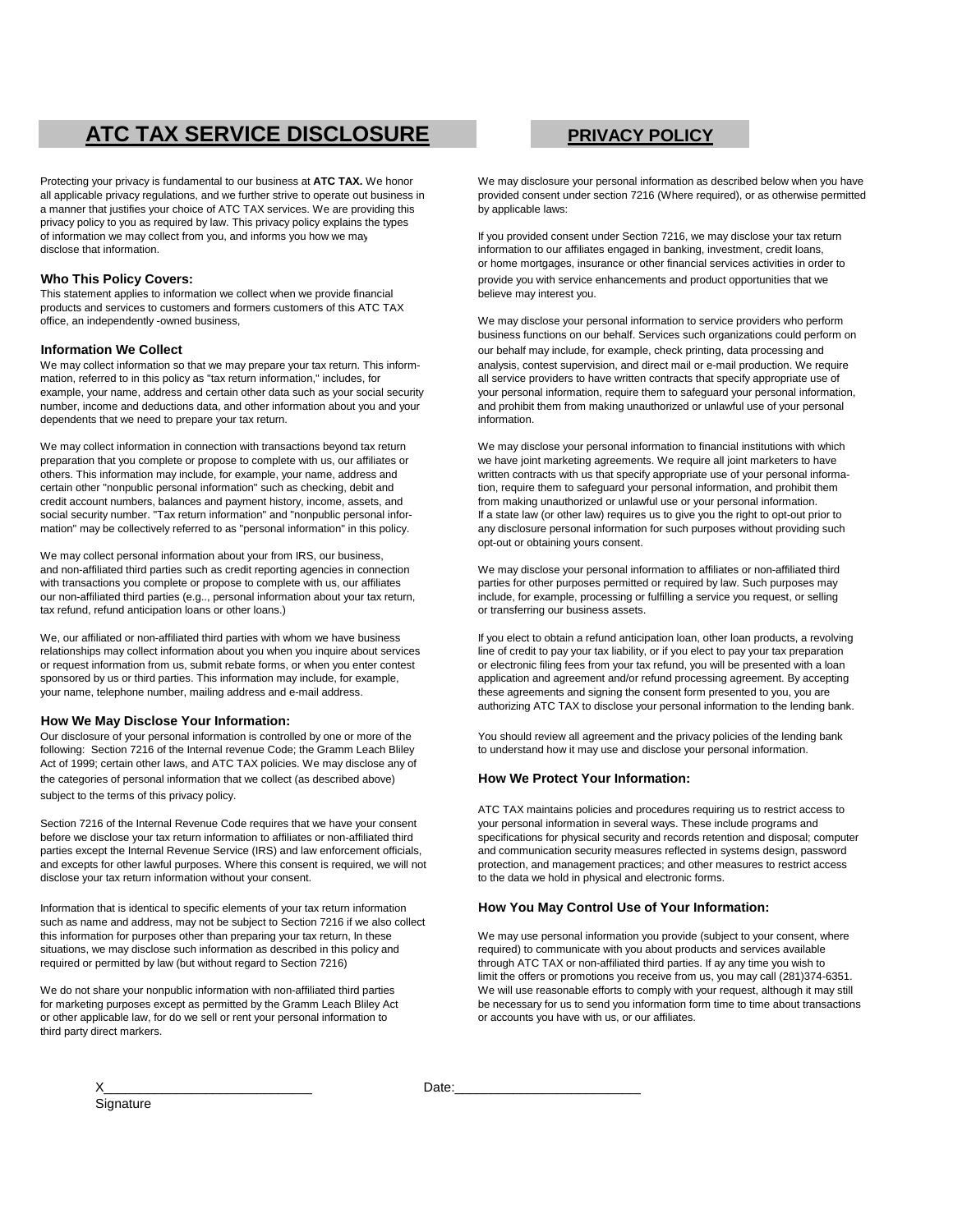# ATC TAX SERVICE DISCLOSURE

Protecting your privacy is fundamental to our business at **ATC TAX.** We honor all applicable privacy regulations, and we further strive to operate out business in a manner that justifies your choice of ATC TAX services. We are providing this privacy policy to you as required by law. This privacy policy explains the types of information we may collect from you, and informs you how we may disclose that information.

### Who This Policy Covers:

This statement applies to information we collect when we provide financial products and services to customers and formers customers of this ATC TAX office, an independently -owned business,

### Information We Collect

We may collect information so that we may prepare your tax return. This information, referred to in this policy as "tax return information," includes, for example, your name, address and certain other data such as your social security number, income and deductions data, and other information about you and your dependents that we need to prepare your tax return.

We may collect information in connection with transactions beyond tax return preparation that you complete or propose to complete with us, our affiliates or others. This information may include, for example, your name, address and certain other "nonpublic personal information" such as checking, debit and credit account numbers, balances and payment history, income, assets, and social security number. "Tax return information" and "nonpublic personal information" may be collectively referred to as "personal information" in this policy.

We may collect personal information about your from IRS, our business, and non-affiliated third parties such as credit reporting agencies in connection with transactions you complete or propose to complete with us, our affiliates our non-affiliated third parties (e.g.., personal information about your tax return, tax refund, refund anticipation loans or other loans.)

We, our affiliated or non-affiliated third parties with whom we have business relationships may collect information about you when you inquire about services or request information from us, submit rebate forms, or when you enter contest sponsored by us or third parties. This information may include, for example, your name, telephone number, mailing address and e-mail address.

### How We May Disclose Your Information:

Our disclosure of your personal information is controlled by one or more of the following: Section 7216 of the Internal revenue Code; the Gramm Leach Bliley Act of 1999; certain other laws, and ATC TAX policies. We may disclose any of the categories of personal information that we collect (as described above) subject to the terms of this privacy policy.

Section 7216 of the Internal Revenue Code requires that we have your consent before we disclose your tax return information to affiliates or non-affiliated third parties except the Internal Revenue Service (IRS) and law enforcement officials, and excepts for other lawful purposes. Where this consent is required, we will not disclose your tax return information without your consent.

Information that is identical to specific elements of your tax return information such as name and address, may not be subject to Section 7216 if we also collect this information for purposes other than preparing your tax return, In these situations, we may disclose such information as described in this policy and required or permitted by law (but without regard to Section 7216)

We do not share your nonpublic information with non-affiliated third parties for marketing purposes except as permitted by the Gramm Leach Bliley Act or other applicable law, for do we sell or rent your personal information to third party direct markers.

# PRIVACY POLICY

We may disclosure your personal information as described below when you have provided consent under section 7216 (Where required), or as otherwise permitted by applicable laws:

If you provided consent under Section 7216, we may disclose your tax return information to our affiliates engaged in banking, investment, credit loans, or home mortgages, insurance or other financial services activities in order to provide you with service enhancements and product opportunities that we believe may interest you.

We may disclose your personal information to service providers who perform business functions on our behalf. Services such organizations could perform on our behalf may include, for example, check printing, data processing and analysis, contest supervision, and direct mail or e-mail production. We require all service providers to have written contracts that specify appropriate use of your personal information, require them to safeguard your personal information, and prohibit them from making unauthorized or unlawful use of your personal information.

We may disclose your personal information to financial institutions with which we have joint marketing agreements. We require all joint marketers to have written contracts with us that specify appropriate use of your personal information, require them to safeguard your personal information, and prohibit them from making unauthorized or unlawful use or your personal information. If a state law (or other law) requires us to give you the right to opt-out prior to any disclosure personal information for such purposes without providing such opt-out or obtaining yours consent.

We may disclose your personal information to affiliates or non-affiliated third parties for other purposes permitted or required by law. Such purposes may include, for example, processing or fulfilling a service you request, or selling or transferring our business assets.

If you elect to obtain a refund anticipation loan, other loan products, a revolving line of credit to pay your tax liability, or if you elect to pay your tax preparation or electronic filing fees from your tax refund, you will be presented with a loan application and agreement and/or refund processing agreement. By accepting these agreements and signing the consent form presented to you, you are authorizing ATC TAX to disclose your personal information to the lending bank.

You should review all agreement and the privacy policies of the lending bank to understand how it may use and disclose your personal information.

### How We Protect Your Information:

ATC TAX maintains policies and procedures requiring us to restrict access to your personal information in several ways. These include programs and specifications for physical security and records retention and disposal; computer and communication security measures reflected in systems design, password protection, and management practices; and other measures to restrict access to the data we hold in physical and electronic forms.

### How You May Control Use of Your Information:

We may use personal information you provide (subject to your consent, where required) to communicate with you about products and services available through ATC TAX or non-affiliated third parties. If ay any time you wish to limit the offers or promotions you receive from us, you may call (281)374-6351. We will use reasonable efforts to comply with your request, although it may still be necessary for us to send you information form time to time about transactions or accounts you have with us, or our affiliates.

X_____________________________ Date:_________________________

Signature